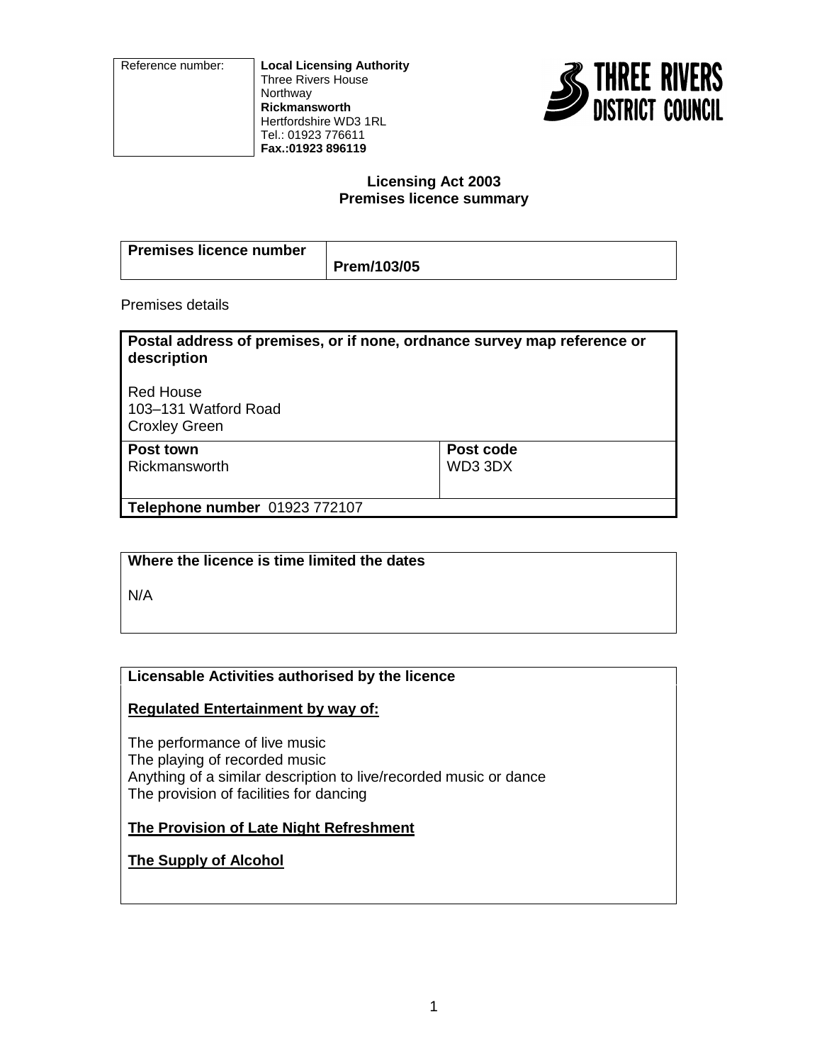| Reference number: | **Local Licensing Authority**<br>Three Rivers House<br>Northway<br>**Rickmansworth**<br>Hertfordshire WD3 1RL<br>Tel.: 01923 776611<br>**Fax.:01923 896119** |
|---|---|

THREE RIVERS DISTRICT COUNCIL

**Licensing Act 2003**
**Premises licence summary**

| **Premises licence number** | **Prem/103/05** |
|---|---|

Premises details

| **Postal address of premises, or if none, ordnance survey map reference or description**<br><br>Red House<br>103–131 Watford Road<br>Croxley Green | |
|---|---|
| **Post town**<br>Rickmansworth | **Post code**<br>WD3 3DX |
| **Telephone number** 01923 772107 | |

| **Where the licence is time limited the dates** |
|---|
| N/A |

**Licensable Activities authorised by the licence**

**Regulated Entertainment by way of:**

The performance of live music
The playing of recorded music
Anything of a similar description to live/recorded music or dance
The provision of facilities for dancing

**The Provision of Late Night Refreshment**

**The Supply of Alcohol**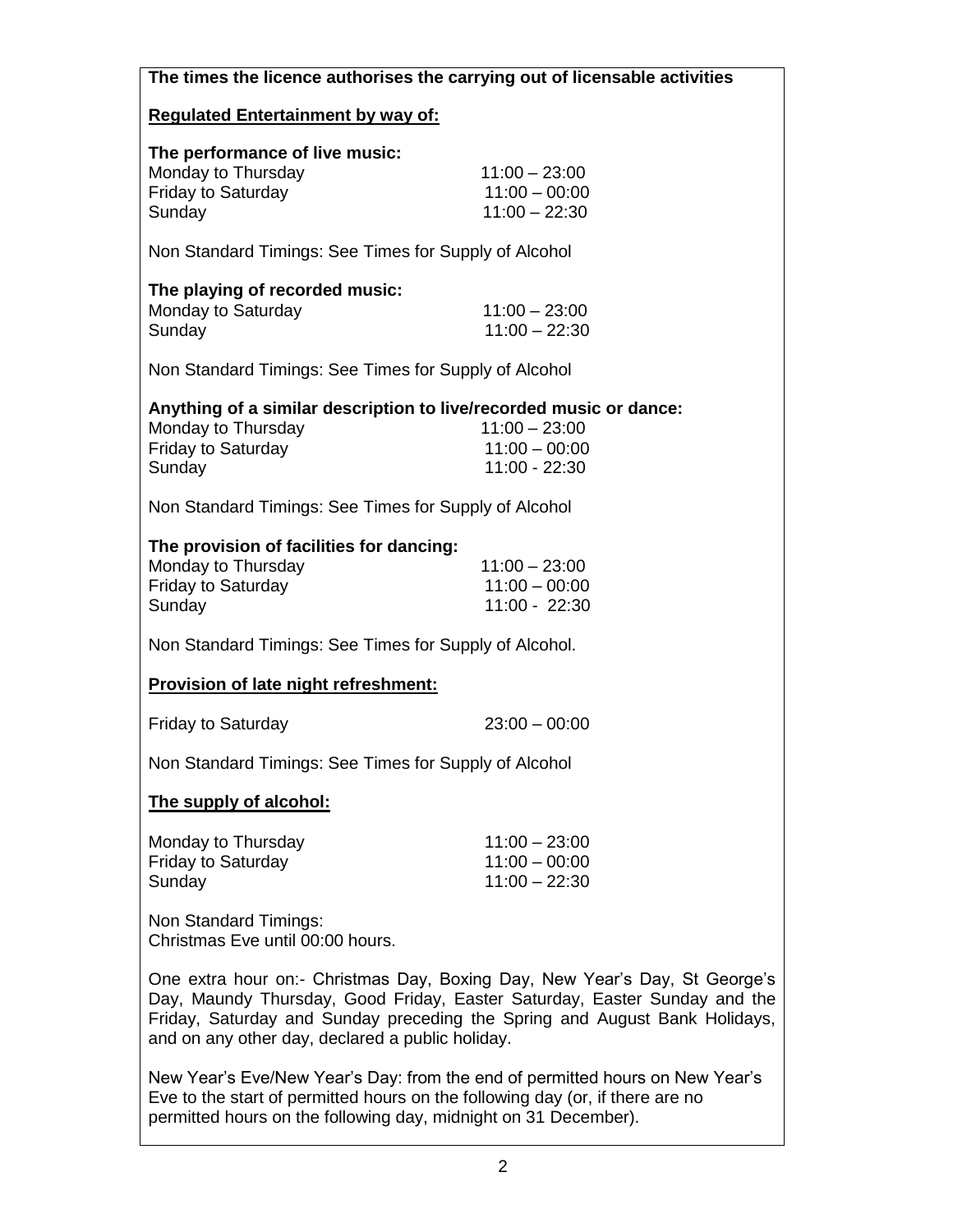**The times the licence authorises the carrying out of licensable activities**

**Regulated Entertainment by way of:**

**The performance of live music:**

| | |
|---|---|
| Monday to Thursday | 11:00 – 23:00 |
| Friday to Saturday | 11:00 – 00:00 |
| Sunday | 11:00 – 22:30 |

Non Standard Timings: See Times for Supply of Alcohol

**The playing of recorded music:**

| | |
|---|---|
| Monday to Saturday | 11:00 – 23:00 |
| Sunday | 11:00 – 22:30 |

Non Standard Timings: See Times for Supply of Alcohol

**Anything of a similar description to live/recorded music or dance:**

| | |
|---|---|
| Monday to Thursday | 11:00 – 23:00 |
| Friday to Saturday | 11:00 – 00:00 |
| Sunday | 11:00 - 22:30 |

Non Standard Timings: See Times for Supply of Alcohol

**The provision of facilities for dancing:**

| | |
|---|---|
| Monday to Thursday | 11:00 – 23:00 |
| Friday to Saturday | 11:00 – 00:00 |
| Sunday | 11:00 - 22:30 |

Non Standard Timings: See Times for Supply of Alcohol.

**Provision of late night refreshment:**

| | |
|---|---|
| Friday to Saturday | 23:00 – 00:00 |

Non Standard Timings: See Times for Supply of Alcohol

**The supply of alcohol:**

| | |
|---|---|
| Monday to Thursday | 11:00 – 23:00 |
| Friday to Saturday | 11:00 – 00:00 |
| Sunday | 11:00 – 22:30 |

Non Standard Timings:
Christmas Eve until 00:00 hours.

One extra hour on:- Christmas Day, Boxing Day, New Year's Day, St George's Day, Maundy Thursday, Good Friday, Easter Saturday, Easter Sunday and the Friday, Saturday and Sunday preceding the Spring and August Bank Holidays, and on any other day, declared a public holiday.

New Year's Eve/New Year's Day: from the end of permitted hours on New Year's Eve to the start of permitted hours on the following day (or, if there are no permitted hours on the following day, midnight on 31 December).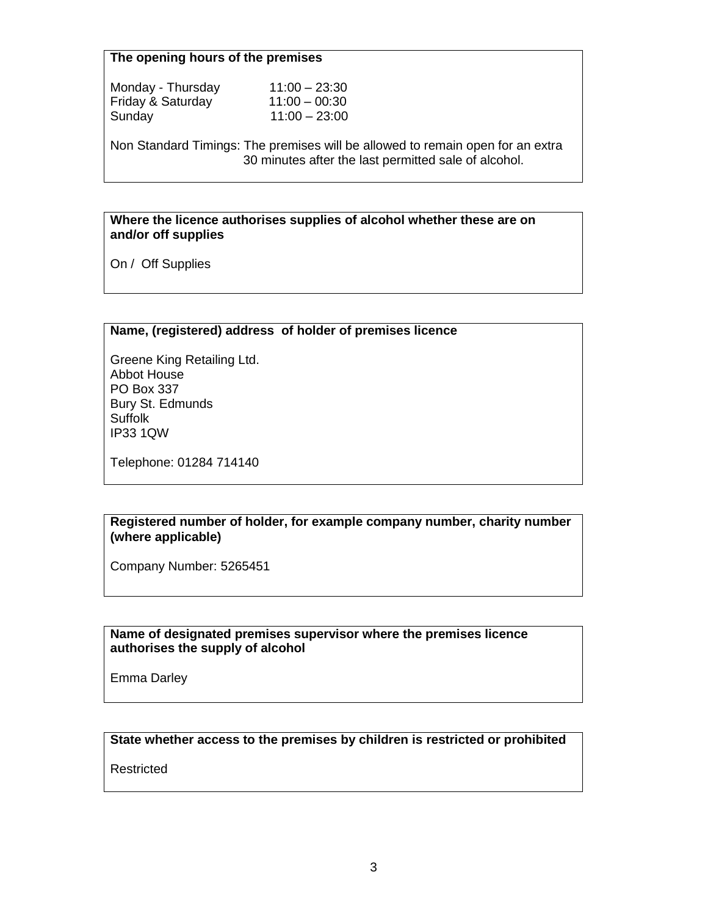**The opening hours of the premises**

| | |
|---|---|
| Monday - Thursday | 11:00 – 23:30 |
| Friday & Saturday | 11:00 – 00:30 |
| Sunday | 11:00 – 23:00 |

Non Standard Timings: The premises will be allowed to remain open for an extra 30 minutes after the last permitted sale of alcohol.

**Where the licence authorises supplies of alcohol whether these are on and/or off supplies**

On / Off Supplies

**Name, (registered) address of holder of premises licence**

Greene King Retailing Ltd.
Abbot House
PO Box 337
Bury St. Edmunds
Suffolk
IP33 1QW

Telephone: 01284 714140

**Registered number of holder, for example company number, charity number (where applicable)**

Company Number: 5265451

**Name of designated premises supervisor where the premises licence authorises the supply of alcohol**

Emma Darley

**State whether access to the premises by children is restricted or prohibited**

Restricted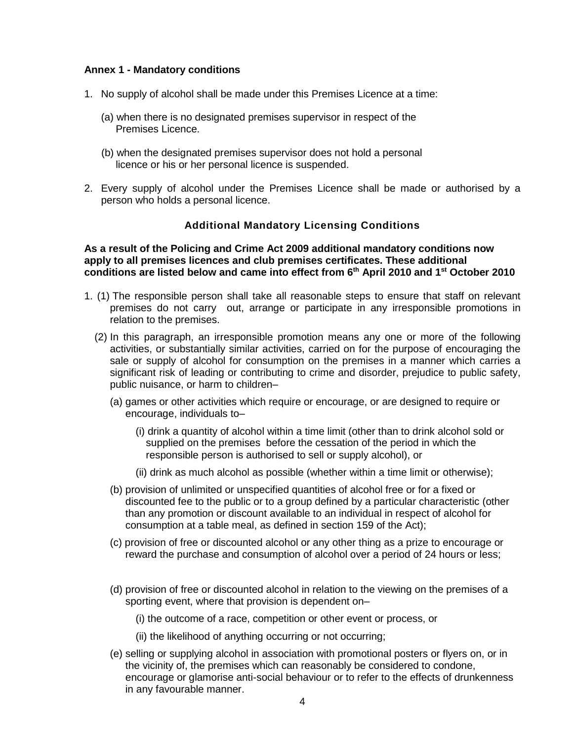**Annex 1 - Mandatory conditions**

1. No supply of alcohol shall be made under this Premises Licence at a time:

   (a) when there is no designated premises supervisor in respect of the Premises Licence.

   (b) when the designated premises supervisor does not hold a personal licence or his or her personal licence is suspended.

2. Every supply of alcohol under the Premises Licence shall be made or authorised by a person who holds a personal licence.

**Additional Mandatory Licensing Conditions**

**As a result of the Policing and Crime Act 2009 additional mandatory conditions now apply to all premises licences and club premises certificates. These additional conditions are listed below and came into effect from 6th April 2010 and 1st October 2010**

1. (1) The responsible person shall take all reasonable steps to ensure that staff on relevant premises do not carry out, arrange or participate in any irresponsible promotions in relation to the premises.

   (2) In this paragraph, an irresponsible promotion means any one or more of the following activities, or substantially similar activities, carried on for the purpose of encouraging the sale or supply of alcohol for consumption on the premises in a manner which carries a significant risk of leading or contributing to crime and disorder, prejudice to public safety, public nuisance, or harm to children–

   (a) games or other activities which require or encourage, or are designed to require or encourage, individuals to–

      (i) drink a quantity of alcohol within a time limit (other than to drink alcohol sold or supplied on the premises before the cessation of the period in which the responsible person is authorised to sell or supply alcohol), or

      (ii) drink as much alcohol as possible (whether within a time limit or otherwise);

   (b) provision of unlimited or unspecified quantities of alcohol free or for a fixed or discounted fee to the public or to a group defined by a particular characteristic (other than any promotion or discount available to an individual in respect of alcohol for consumption at a table meal, as defined in section 159 of the Act);

   (c) provision of free or discounted alcohol or any other thing as a prize to encourage or reward the purchase and consumption of alcohol over a period of 24 hours or less;

   (d) provision of free or discounted alcohol in relation to the viewing on the premises of a sporting event, where that provision is dependent on–

      (i) the outcome of a race, competition or other event or process, or

      (ii) the likelihood of anything occurring or not occurring;

   (e) selling or supplying alcohol in association with promotional posters or flyers on, or in the vicinity of, the premises which can reasonably be considered to condone, encourage or glamorise anti-social behaviour or to refer to the effects of drunkenness in any favourable manner.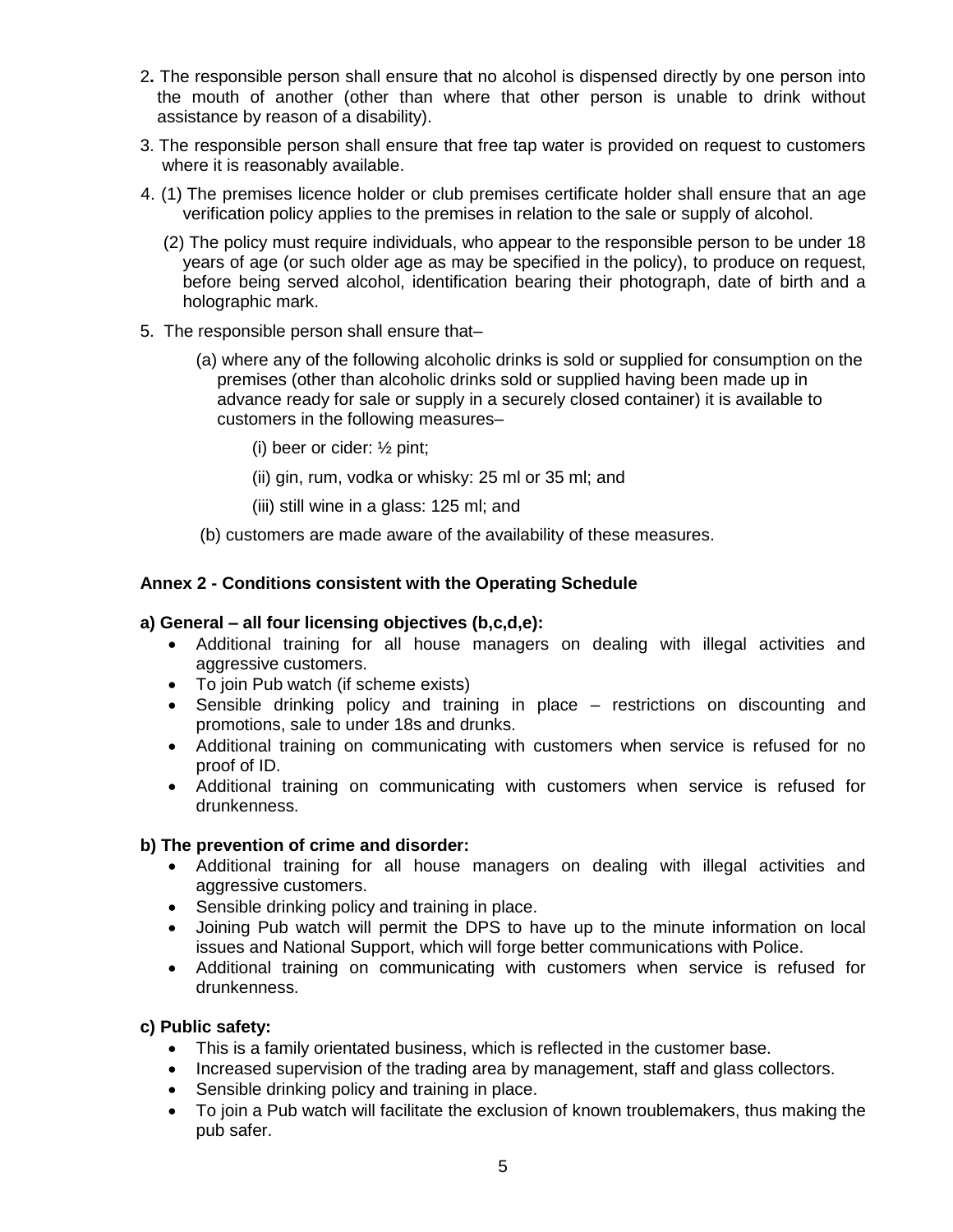2. The responsible person shall ensure that no alcohol is dispensed directly by one person into the mouth of another (other than where that other person is unable to drink without assistance by reason of a disability).

3. The responsible person shall ensure that free tap water is provided on request to customers where it is reasonably available.

4. (1) The premises licence holder or club premises certificate holder shall ensure that an age verification policy applies to the premises in relation to the sale or supply of alcohol.

   (2) The policy must require individuals, who appear to the responsible person to be under 18 years of age (or such older age as may be specified in the policy), to produce on request, before being served alcohol, identification bearing their photograph, date of birth and a holographic mark.

5. The responsible person shall ensure that–

   (a) where any of the following alcoholic drinks is sold or supplied for consumption on the premises (other than alcoholic drinks sold or supplied having been made up in advance ready for sale or supply in a securely closed container) it is available to customers in the following measures–

      (i) beer or cider: ½ pint;

      (ii) gin, rum, vodka or whisky: 25 ml or 35 ml; and

      (iii) still wine in a glass: 125 ml; and

   (b) customers are made aware of the availability of these measures.

**Annex 2 - Conditions consistent with the Operating Schedule**

**a) General – all four licensing objectives (b,c,d,e):**

- Additional training for all house managers on dealing with illegal activities and aggressive customers.
- To join Pub watch (if scheme exists)
- Sensible drinking policy and training in place – restrictions on discounting and promotions, sale to under 18s and drunks.
- Additional training on communicating with customers when service is refused for no proof of ID.
- Additional training on communicating with customers when service is refused for drunkenness.

**b) The prevention of crime and disorder:**

- Additional training for all house managers on dealing with illegal activities and aggressive customers.
- Sensible drinking policy and training in place.
- Joining Pub watch will permit the DPS to have up to the minute information on local issues and National Support, which will forge better communications with Police.
- Additional training on communicating with customers when service is refused for drunkenness.

**c) Public safety:**

- This is a family orientated business, which is reflected in the customer base.
- Increased supervision of the trading area by management, staff and glass collectors.
- Sensible drinking policy and training in place.
- To join a Pub watch will facilitate the exclusion of known troublemakers, thus making the pub safer.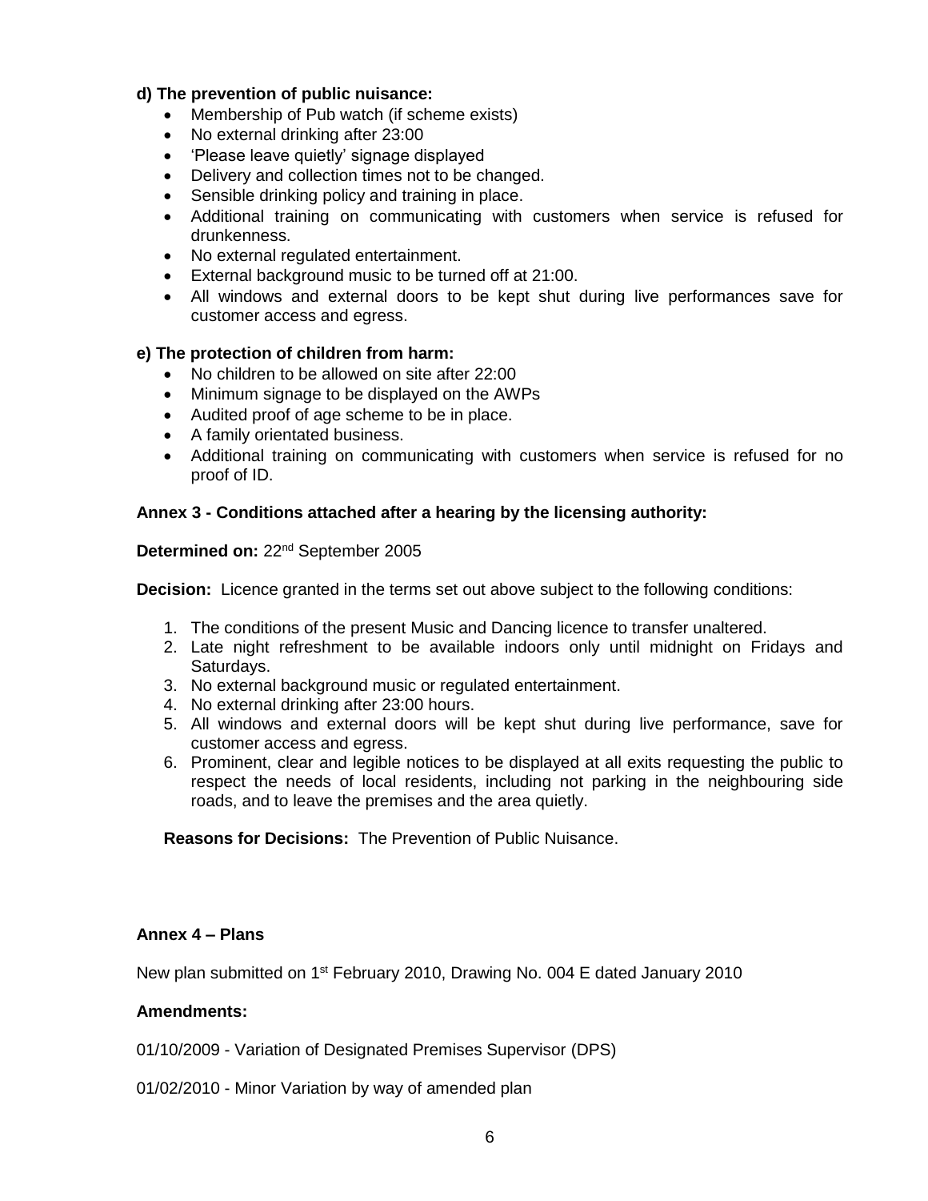**d) The prevention of public nuisance:**

- Membership of Pub watch (if scheme exists)
- No external drinking after 23:00
- 'Please leave quietly' signage displayed
- Delivery and collection times not to be changed.
- Sensible drinking policy and training in place.
- Additional training on communicating with customers when service is refused for drunkenness.
- No external regulated entertainment.
- External background music to be turned off at 21:00.
- All windows and external doors to be kept shut during live performances save for customer access and egress.

**e) The protection of children from harm:**

- No children to be allowed on site after 22:00
- Minimum signage to be displayed on the AWPs
- Audited proof of age scheme to be in place.
- A family orientated business.
- Additional training on communicating with customers when service is refused for no proof of ID.

**Annex 3 - Conditions attached after a hearing by the licensing authority:**

**Determined on:** 22nd September 2005

**Decision:** Licence granted in the terms set out above subject to the following conditions:

1. The conditions of the present Music and Dancing licence to transfer unaltered.
2. Late night refreshment to be available indoors only until midnight on Fridays and Saturdays.
3. No external background music or regulated entertainment.
4. No external drinking after 23:00 hours.
5. All windows and external doors will be kept shut during live performance, save for customer access and egress.
6. Prominent, clear and legible notices to be displayed at all exits requesting the public to respect the needs of local residents, including not parking in the neighbouring side roads, and to leave the premises and the area quietly.

**Reasons for Decisions:** The Prevention of Public Nuisance.

**Annex 4 – Plans**

New plan submitted on 1st February 2010, Drawing No. 004 E dated January 2010

**Amendments:**

01/10/2009 - Variation of Designated Premises Supervisor (DPS)

01/02/2010 - Minor Variation by way of amended plan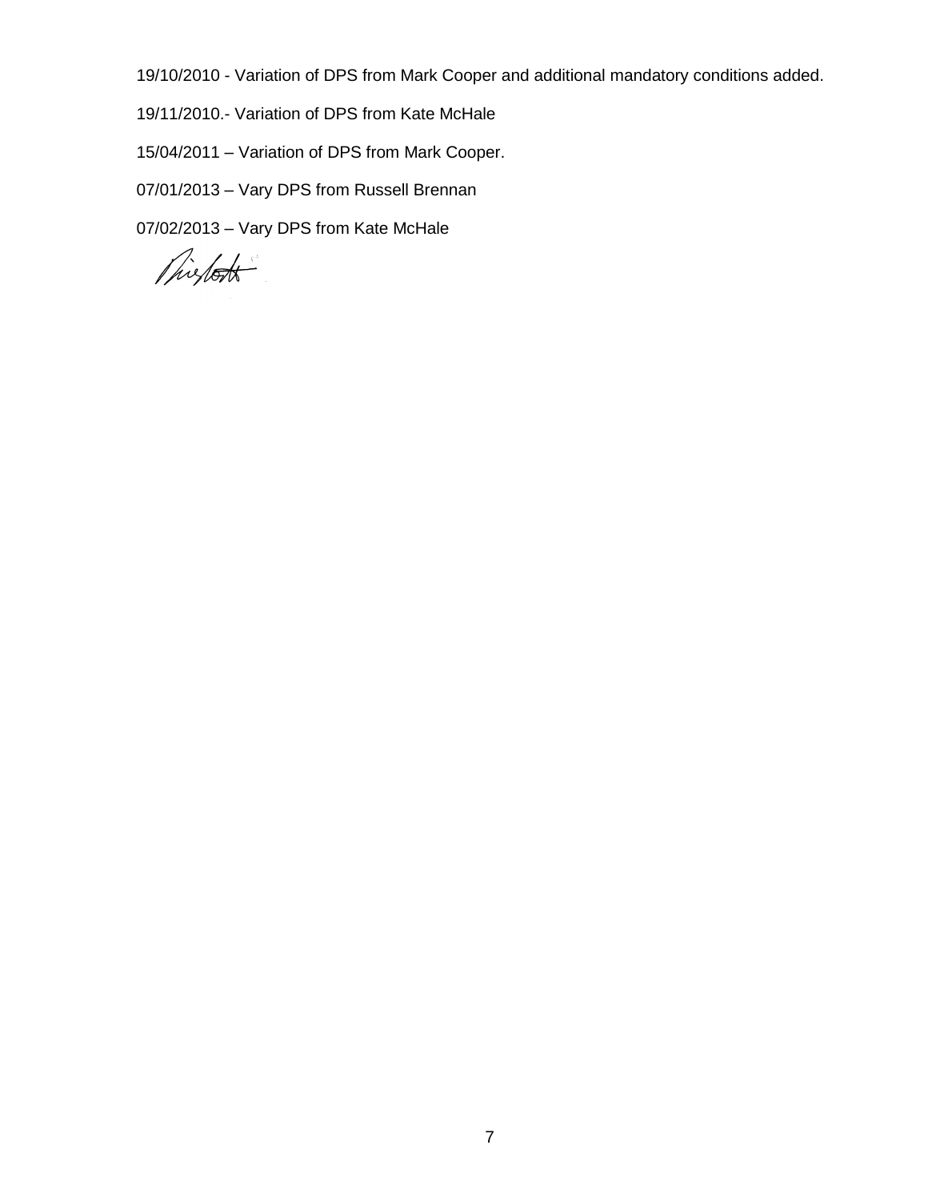19/10/2010 - Variation of DPS from Mark Cooper and additional mandatory conditions added.

19/11/2010.- Variation of DPS from Kate McHale

15/04/2011 – Variation of DPS from Mark Cooper.

07/01/2013 – Vary DPS from Russell Brennan

07/02/2013 – Vary DPS from Kate McHale